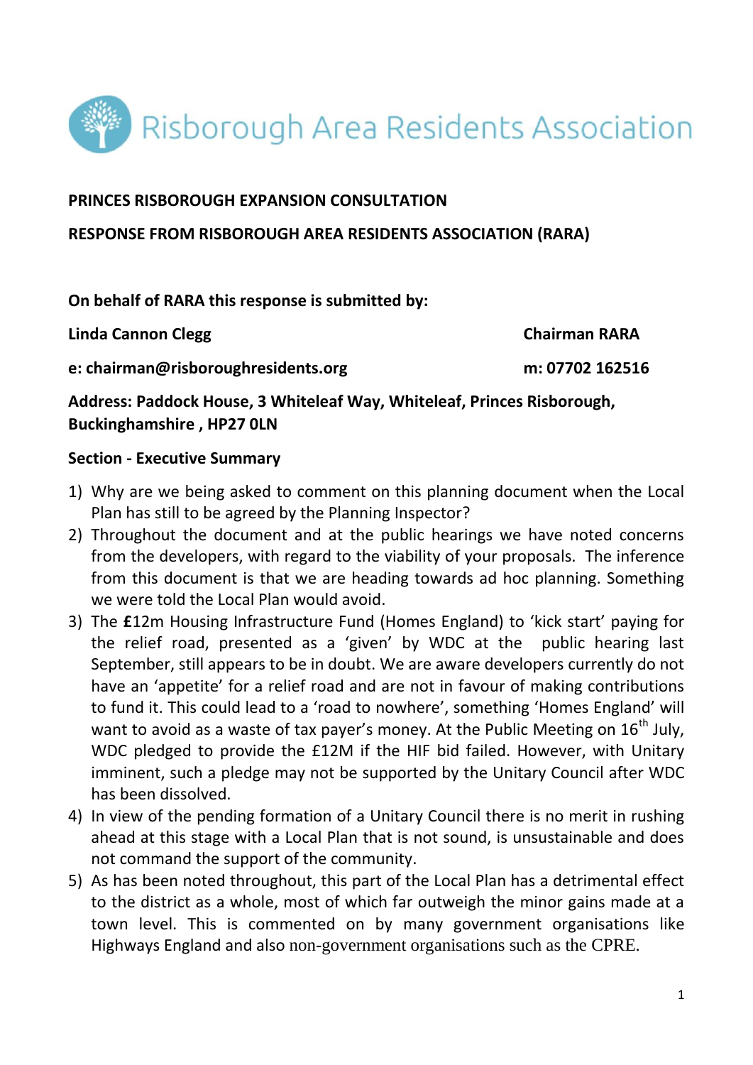# Risborough Area Residents Association

**PRINCES RISBOROUGH EXPANSION CONSULTATION**

**RESPONSE FROM RISBOROUGH AREA RESIDENTS ASSOCIATION (RARA)**

**On behalf of RARA this response is submitted by:**

**Linda Cannon Clegg** — **Chairman RARA**

**e: chairman@risboroughresidents.org** — **m: 07702 162516**

**Address: Paddock House, 3 Whiteleaf Way, Whiteleaf, Princes Risborough, Buckinghamshire , HP27 0LN**

## Section - Executive Summary

1) Why are we being asked to comment on this planning document when the Local Plan has still to be agreed by the Planning Inspector?
2) Throughout the document and at the public hearings we have noted concerns from the developers, with regard to the viability of your proposals. The inference from this document is that we are heading towards ad hoc planning. Something we were told the Local Plan would avoid.
3) The **£**12m Housing Infrastructure Fund (Homes England) to 'kick start' paying for the relief road, presented as a 'given' by WDC at the public hearing last September, still appears to be in doubt. We are aware developers currently do not have an 'appetite' for a relief road and are not in favour of making contributions to fund it. This could lead to a 'road to nowhere', something 'Homes England' will want to avoid as a waste of tax payer's money. At the Public Meeting on 16th July, WDC pledged to provide the £12M if the HIF bid failed. However, with Unitary imminent, such a pledge may not be supported by the Unitary Council after WDC has been dissolved.
4) In view of the pending formation of a Unitary Council there is no merit in rushing ahead at this stage with a Local Plan that is not sound, is unsustainable and does not command the support of the community.
5) As has been noted throughout, this part of the Local Plan has a detrimental effect to the district as a whole, most of which far outweigh the minor gains made at a town level. This is commented on by many government organisations like Highways England and also non-government organisations such as the CPRE.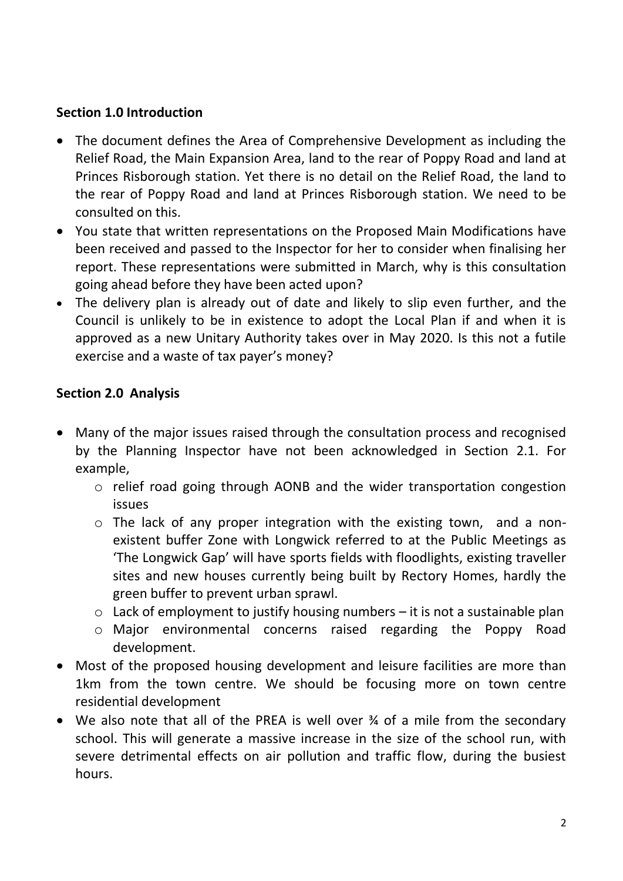## Section 1.0 Introduction

- The document defines the Area of Comprehensive Development as including the Relief Road, the Main Expansion Area, land to the rear of Poppy Road and land at Princes Risborough station. Yet there is no detail on the Relief Road, the land to the rear of Poppy Road and land at Princes Risborough station. We need to be consulted on this.
- You state that written representations on the Proposed Main Modifications have been received and passed to the Inspector for her to consider when finalising her report. These representations were submitted in March, why is this consultation going ahead before they have been acted upon?
- The delivery plan is already out of date and likely to slip even further, and the Council is unlikely to be in existence to adopt the Local Plan if and when it is approved as a new Unitary Authority takes over in May 2020. Is this not a futile exercise and a waste of tax payer's money?

## Section 2.0 Analysis

- Many of the major issues raised through the consultation process and recognised by the Planning Inspector have not been acknowledged in Section 2.1. For example,
  - relief road going through AONB and the wider transportation congestion issues
  - The lack of any proper integration with the existing town, and a non-existent buffer Zone with Longwick referred to at the Public Meetings as 'The Longwick Gap' will have sports fields with floodlights, existing traveller sites and new houses currently being built by Rectory Homes, hardly the green buffer to prevent urban sprawl.
  - Lack of employment to justify housing numbers – it is not a sustainable plan
  - Major environmental concerns raised regarding the Poppy Road development.
- Most of the proposed housing development and leisure facilities are more than 1km from the town centre. We should be focusing more on town centre residential development
- We also note that all of the PREA is well over ¾ of a mile from the secondary school. This will generate a massive increase in the size of the school run, with severe detrimental effects on air pollution and traffic flow, during the busiest hours.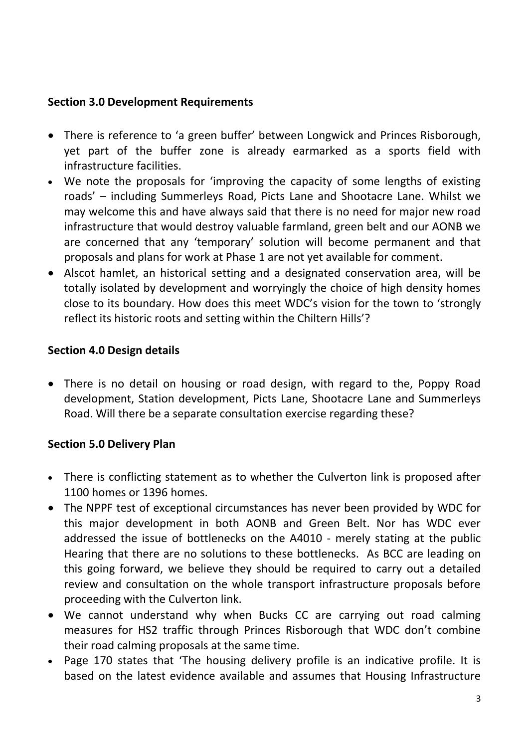**Section 3.0 Development Requirements**

- There is reference to 'a green buffer' between Longwick and Princes Risborough, yet part of the buffer zone is already earmarked as a sports field with infrastructure facilities.
- We note the proposals for 'improving the capacity of some lengths of existing roads' – including Summerleys Road, Picts Lane and Shootacre Lane. Whilst we may welcome this and have always said that there is no need for major new road infrastructure that would destroy valuable farmland, green belt and our AONB we are concerned that any 'temporary' solution will become permanent and that proposals and plans for work at Phase 1 are not yet available for comment.
- Alscot hamlet, an historical setting and a designated conservation area, will be totally isolated by development and worryingly the choice of high density homes close to its boundary. How does this meet WDC's vision for the town to 'strongly reflect its historic roots and setting within the Chiltern Hills'?

**Section 4.0 Design details**

- There is no detail on housing or road design, with regard to the, Poppy Road development, Station development, Picts Lane, Shootacre Lane and Summerleys Road. Will there be a separate consultation exercise regarding these?

**Section 5.0 Delivery Plan**

- There is conflicting statement as to whether the Culverton link is proposed after 1100 homes or 1396 homes.
- The NPPF test of exceptional circumstances has never been provided by WDC for this major development in both AONB and Green Belt. Nor has WDC ever addressed the issue of bottlenecks on the A4010 - merely stating at the public Hearing that there are no solutions to these bottlenecks. As BCC are leading on this going forward, we believe they should be required to carry out a detailed review and consultation on the whole transport infrastructure proposals before proceeding with the Culverton link.
- We cannot understand why when Bucks CC are carrying out road calming measures for HS2 traffic through Princes Risborough that WDC don't combine their road calming proposals at the same time.
- Page 170 states that 'The housing delivery profile is an indicative profile. It is based on the latest evidence available and assumes that Housing Infrastructure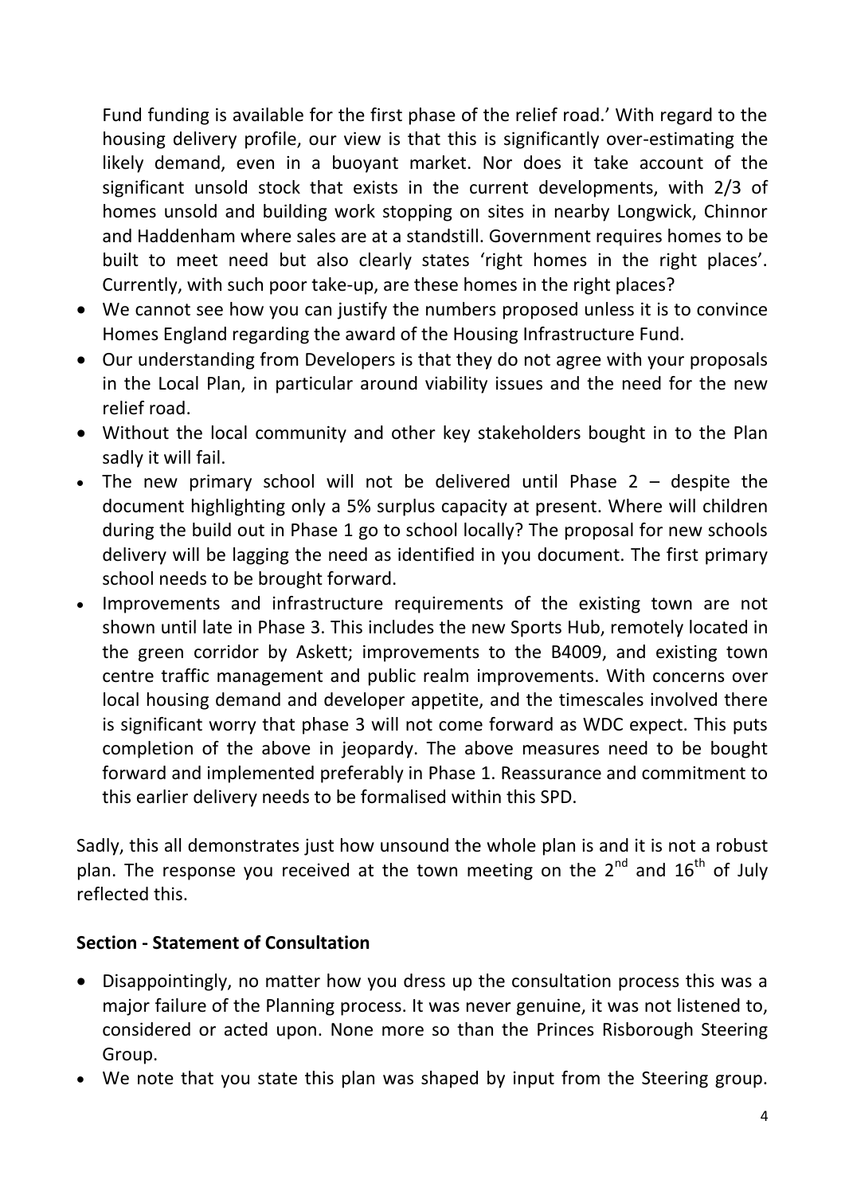Fund funding is available for the first phase of the relief road.' With regard to the housing delivery profile, our view is that this is significantly over-estimating the likely demand, even in a buoyant market. Nor does it take account of the significant unsold stock that exists in the current developments, with 2/3 of homes unsold and building work stopping on sites in nearby Longwick, Chinnor and Haddenham where sales are at a standstill. Government requires homes to be built to meet need but also clearly states 'right homes in the right places'. Currently, with such poor take-up, are these homes in the right places?

- We cannot see how you can justify the numbers proposed unless it is to convince Homes England regarding the award of the Housing Infrastructure Fund.
- Our understanding from Developers is that they do not agree with your proposals in the Local Plan, in particular around viability issues and the need for the new relief road.
- Without the local community and other key stakeholders bought in to the Plan sadly it will fail.
- The new primary school will not be delivered until Phase 2 – despite the document highlighting only a 5% surplus capacity at present. Where will children during the build out in Phase 1 go to school locally? The proposal for new schools delivery will be lagging the need as identified in you document. The first primary school needs to be brought forward.
- Improvements and infrastructure requirements of the existing town are not shown until late in Phase 3. This includes the new Sports Hub, remotely located in the green corridor by Askett; improvements to the B4009, and existing town centre traffic management and public realm improvements. With concerns over local housing demand and developer appetite, and the timescales involved there is significant worry that phase 3 will not come forward as WDC expect. This puts completion of the above in jeopardy. The above measures need to be bought forward and implemented preferably in Phase 1. Reassurance and commitment to this earlier delivery needs to be formalised within this SPD.

Sadly, this all demonstrates just how unsound the whole plan is and it is not a robust plan. The response you received at the town meeting on the 2nd and 16th of July reflected this.

**Section - Statement of Consultation**

- Disappointingly, no matter how you dress up the consultation process this was a major failure of the Planning process. It was never genuine, it was not listened to, considered or acted upon. None more so than the Princes Risborough Steering Group.
- We note that you state this plan was shaped by input from the Steering group.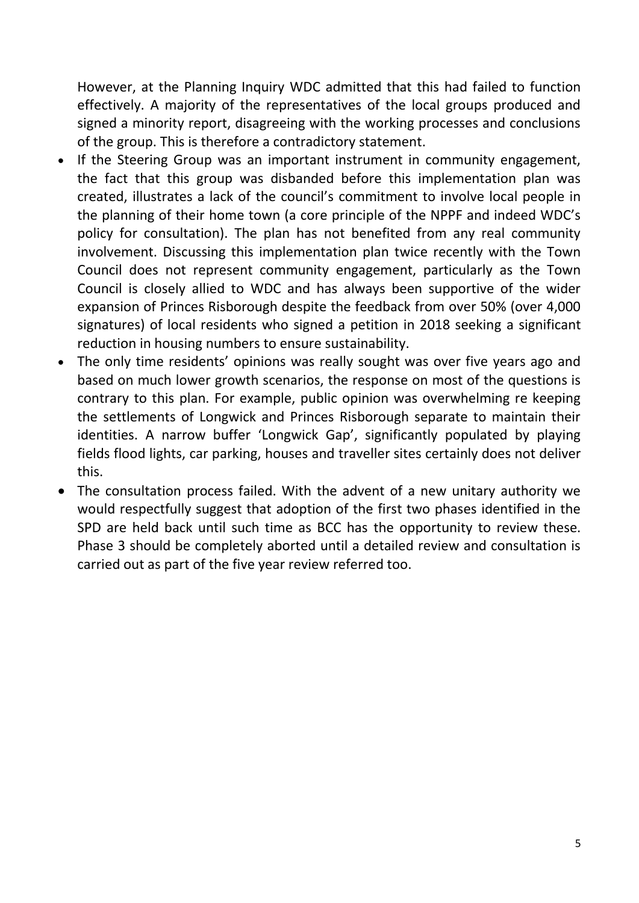However, at the Planning Inquiry WDC admitted that this had failed to function effectively. A majority of the representatives of the local groups produced and signed a minority report, disagreeing with the working processes and conclusions of the group. This is therefore a contradictory statement.

- If the Steering Group was an important instrument in community engagement, the fact that this group was disbanded before this implementation plan was created, illustrates a lack of the council's commitment to involve local people in the planning of their home town (a core principle of the NPPF and indeed WDC's policy for consultation). The plan has not benefited from any real community involvement. Discussing this implementation plan twice recently with the Town Council does not represent community engagement, particularly as the Town Council is closely allied to WDC and has always been supportive of the wider expansion of Princes Risborough despite the feedback from over 50% (over 4,000 signatures) of local residents who signed a petition in 2018 seeking a significant reduction in housing numbers to ensure sustainability.
- The only time residents' opinions was really sought was over five years ago and based on much lower growth scenarios, the response on most of the questions is contrary to this plan. For example, public opinion was overwhelming re keeping the settlements of Longwick and Princes Risborough separate to maintain their identities. A narrow buffer 'Longwick Gap', significantly populated by playing fields flood lights, car parking, houses and traveller sites certainly does not deliver this.
- The consultation process failed. With the advent of a new unitary authority we would respectfully suggest that adoption of the first two phases identified in the SPD are held back until such time as BCC has the opportunity to review these. Phase 3 should be completely aborted until a detailed review and consultation is carried out as part of the five year review referred too.